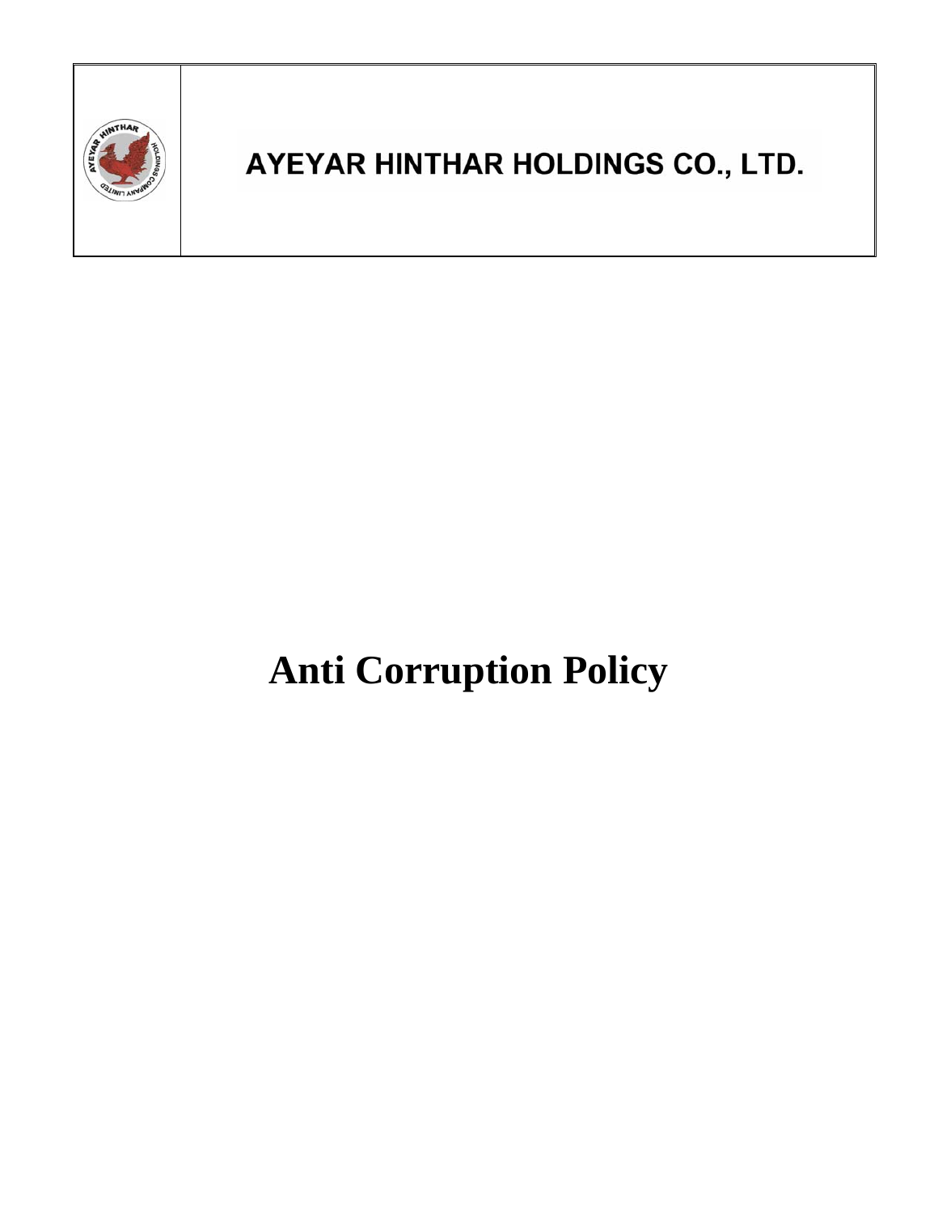| | AYEYAR HINTHAR HOLDINGS CO., LTD. |
|---|---|

# Anti Corruption Policy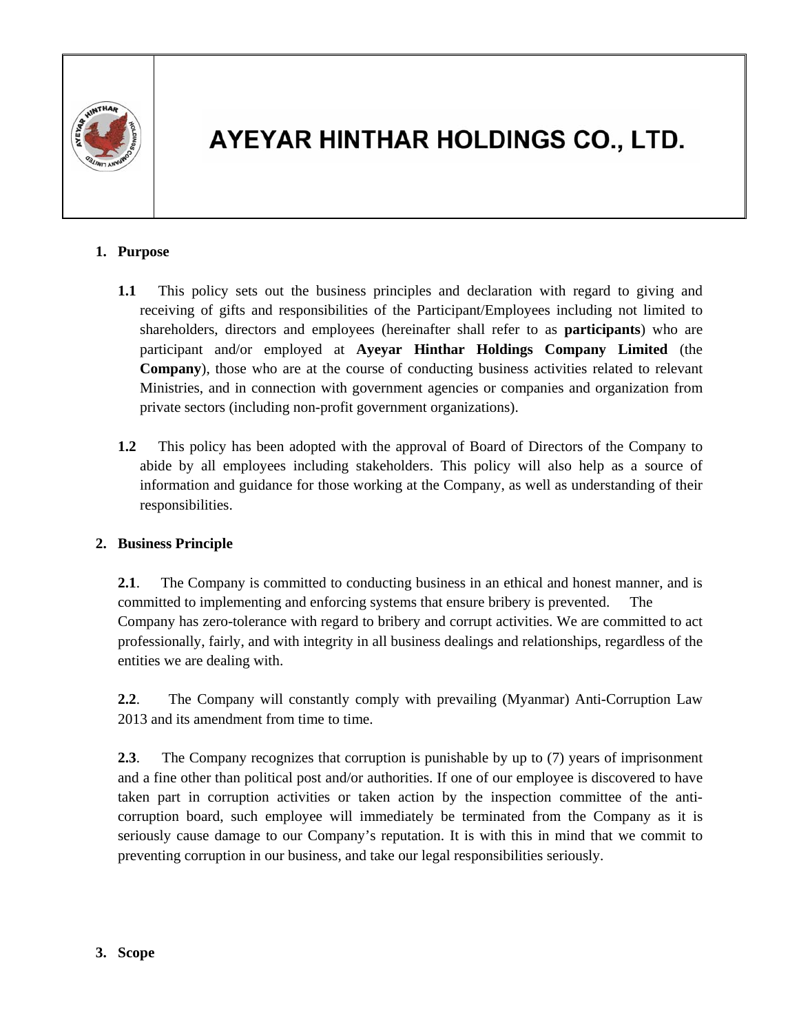# AYEYAR HINTHAR HOLDINGS CO., LTD.

1. **Purpose**

   **1.1** This policy sets out the business principles and declaration with regard to giving and receiving of gifts and responsibilities of the Participant/Employees including not limited to shareholders, directors and employees (hereinafter shall refer to as **participants**) who are participant and/or employed at **Ayeyar Hinthar Holdings Company Limited** (the **Company**), those who are at the course of conducting business activities related to relevant Ministries, and in connection with government agencies or companies and organization from private sectors (including non-profit government organizations).

   **1.2** This policy has been adopted with the approval of Board of Directors of the Company to abide by all employees including stakeholders. This policy will also help as a source of information and guidance for those working at the Company, as well as understanding of their responsibilities.

2. **Business Principle**

   **2.1**. The Company is committed to conducting business in an ethical and honest manner, and is committed to implementing and enforcing systems that ensure bribery is prevented. The Company has zero-tolerance with regard to bribery and corrupt activities. We are committed to act professionally, fairly, and with integrity in all business dealings and relationships, regardless of the entities we are dealing with.

   **2.2**. The Company will constantly comply with prevailing (Myanmar) Anti-Corruption Law 2013 and its amendment from time to time.

   **2.3**. The Company recognizes that corruption is punishable by up to (7) years of imprisonment and a fine other than political post and/or authorities. If one of our employee is discovered to have taken part in corruption activities or taken action by the inspection committee of the anti-corruption board, such employee will immediately be terminated from the Company as it is seriously cause damage to our Company's reputation. It is with this in mind that we commit to preventing corruption in our business, and take our legal responsibilities seriously.

3. **Scope**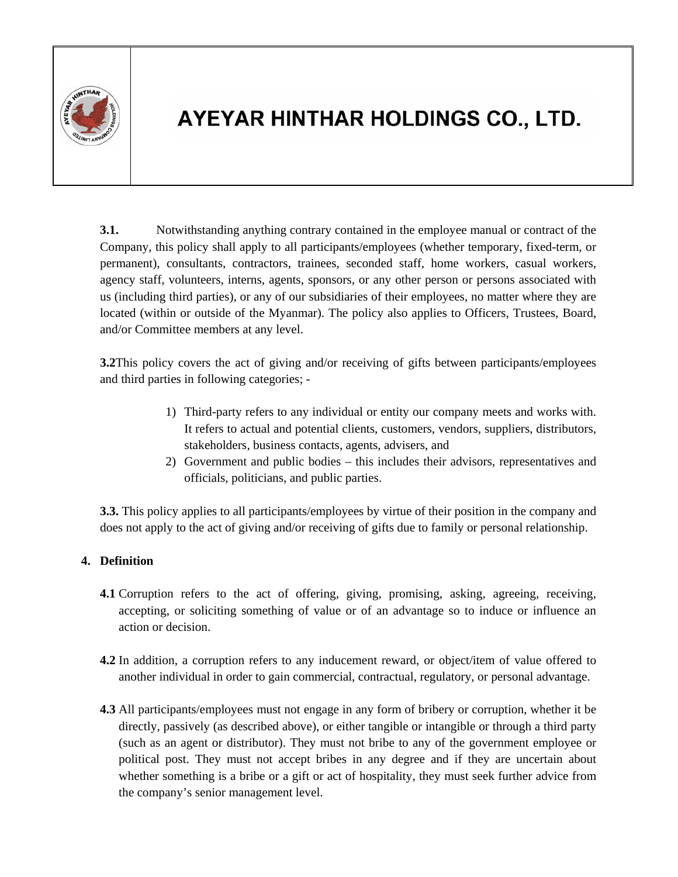**3.1.** Notwithstanding anything contrary contained in the employee manual or contract of the Company, this policy shall apply to all participants/employees (whether temporary, fixed-term, or permanent), consultants, contractors, trainees, seconded staff, home workers, casual workers, agency staff, volunteers, interns, agents, sponsors, or any other person or persons associated with us (including third parties), or any of our subsidiaries of their employees, no matter where they are located (within or outside of the Myanmar). The policy also applies to Officers, Trustees, Board, and/or Committee members at any level.

**3.2**This policy covers the act of giving and/or receiving of gifts between participants/employees and third parties in following categories; -

1) Third-party refers to any individual or entity our company meets and works with. It refers to actual and potential clients, customers, vendors, suppliers, distributors, stakeholders, business contacts, agents, advisers, and
2) Government and public bodies – this includes their advisors, representatives and officials, politicians, and public parties.

**3.3.** This policy applies to all participants/employees by virtue of their position in the company and does not apply to the act of giving and/or receiving of gifts due to family or personal relationship.

## 4. Definition

**4.1** Corruption refers to the act of offering, giving, promising, asking, agreeing, receiving, accepting, or soliciting something of value or of an advantage so to induce or influence an action or decision.

**4.2** In addition, a corruption refers to any inducement reward, or object/item of value offered to another individual in order to gain commercial, contractual, regulatory, or personal advantage.

**4.3** All participants/employees must not engage in any form of bribery or corruption, whether it be directly, passively (as described above), or either tangible or intangible or through a third party (such as an agent or distributor). They must not bribe to any of the government employee or political post. They must not accept bribes in any degree and if they are uncertain about whether something is a bribe or a gift or act of hospitality, they must seek further advice from the company's senior management level.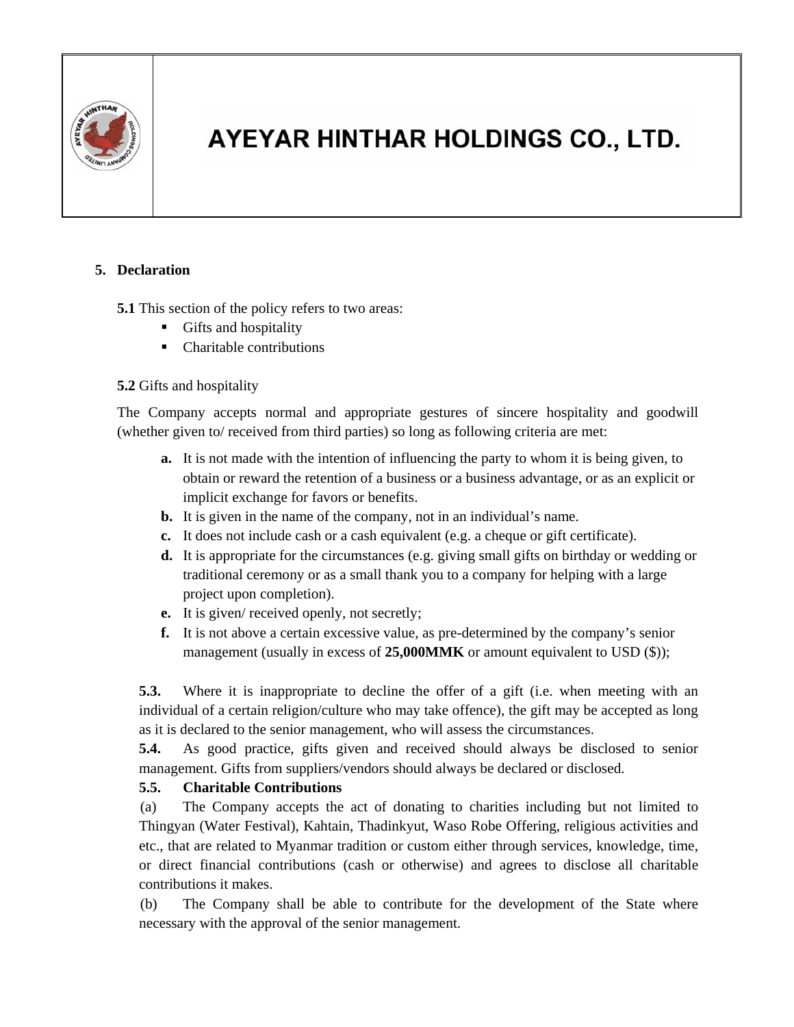## 5. Declaration

**5.1** This section of the policy refers to two areas:

- Gifts and hospitality
- Charitable contributions

**5.2** Gifts and hospitality

The Company accepts normal and appropriate gestures of sincere hospitality and goodwill (whether given to/ received from third parties) so long as following criteria are met:

- **a.** It is not made with the intention of influencing the party to whom it is being given, to obtain or reward the retention of a business or a business advantage, or as an explicit or implicit exchange for favors or benefits.
- **b.** It is given in the name of the company, not in an individual's name.
- **c.** It does not include cash or a cash equivalent (e.g. a cheque or gift certificate).
- **d.** It is appropriate for the circumstances (e.g. giving small gifts on birthday or wedding or traditional ceremony or as a small thank you to a company for helping with a large project upon completion).
- **e.** It is given/ received openly, not secretly;
- **f.** It is not above a certain excessive value, as pre-determined by the company's senior management (usually in excess of **25,000MMK** or amount equivalent to USD ($));

**5.3.** Where it is inappropriate to decline the offer of a gift (i.e. when meeting with an individual of a certain religion/culture who may take offence), the gift may be accepted as long as it is declared to the senior management, who will assess the circumstances.

**5.4.** As good practice, gifts given and received should always be disclosed to senior management. Gifts from suppliers/vendors should always be declared or disclosed.

**5.5. Charitable Contributions**

(a) The Company accepts the act of donating to charities including but not limited to Thingyan (Water Festival), Kahtain, Thadinkyut, Waso Robe Offering, religious activities and etc., that are related to Myanmar tradition or custom either through services, knowledge, time, or direct financial contributions (cash or otherwise) and agrees to disclose all charitable contributions it makes.

(b) The Company shall be able to contribute for the development of the State where necessary with the approval of the senior management.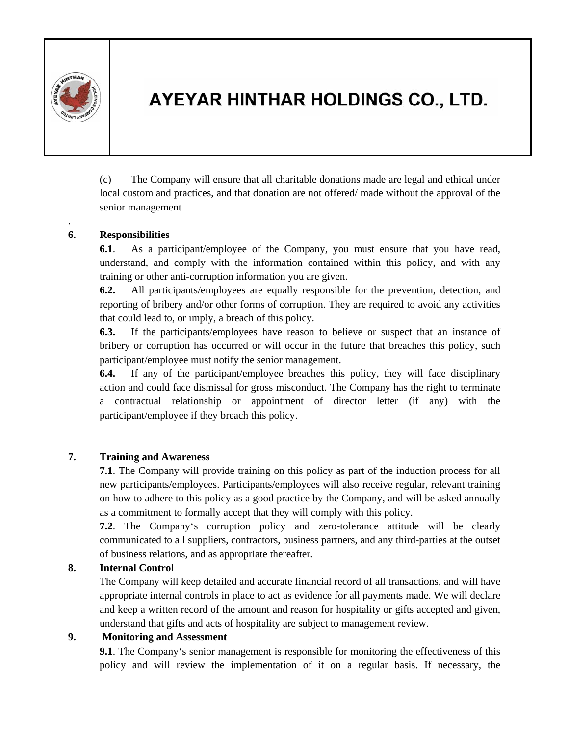(c) The Company will ensure that all charitable donations made are legal and ethical under local custom and practices, and that donation are not offered/ made without the approval of the senior management

.

**6. Responsibilities**

**6.1**. As a participant/employee of the Company, you must ensure that you have read, understand, and comply with the information contained within this policy, and with any training or other anti-corruption information you are given.

**6.2.** All participants/employees are equally responsible for the prevention, detection, and reporting of bribery and/or other forms of corruption. They are required to avoid any activities that could lead to, or imply, a breach of this policy.

**6.3.** If the participants/employees have reason to believe or suspect that an instance of bribery or corruption has occurred or will occur in the future that breaches this policy, such participant/employee must notify the senior management.

**6.4.** If any of the participant/employee breaches this policy, they will face disciplinary action and could face dismissal for gross misconduct. The Company has the right to terminate a contractual relationship or appointment of director letter (if any) with the participant/employee if they breach this policy.

**7. Training and Awareness**

**7.1**. The Company will provide training on this policy as part of the induction process for all new participants/employees. Participants/employees will also receive regular, relevant training on how to adhere to this policy as a good practice by the Company, and will be asked annually as a commitment to formally accept that they will comply with this policy.

**7.2**. The Company's corruption policy and zero-tolerance attitude will be clearly communicated to all suppliers, contractors, business partners, and any third-parties at the outset of business relations, and as appropriate thereafter.

**8. Internal Control**

The Company will keep detailed and accurate financial record of all transactions, and will have appropriate internal controls in place to act as evidence for all payments made. We will declare and keep a written record of the amount and reason for hospitality or gifts accepted and given, understand that gifts and acts of hospitality are subject to management review.

**9. Monitoring and Assessment**

**9.1**. The Company's senior management is responsible for monitoring the effectiveness of this policy and will review the implementation of it on a regular basis. If necessary, the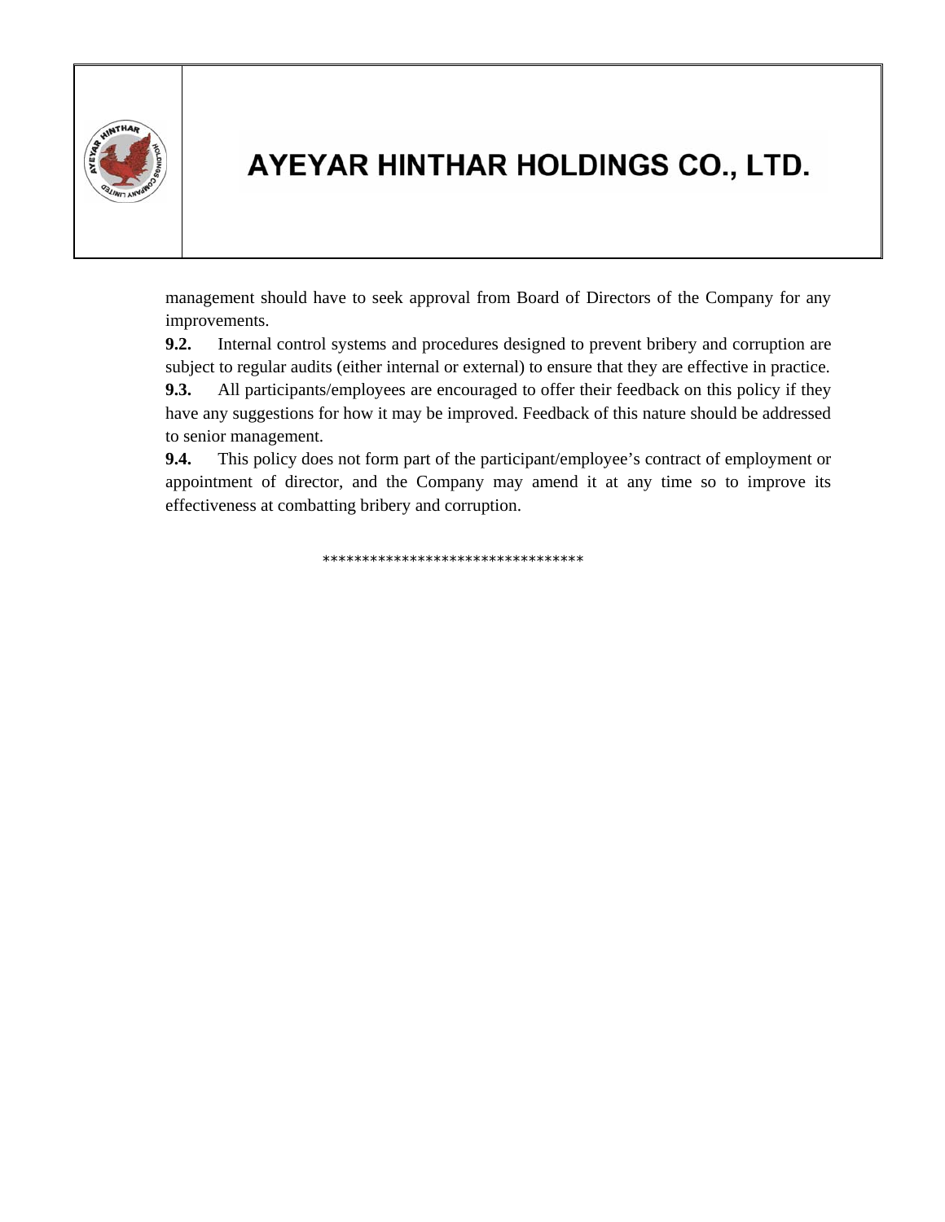management should have to seek approval from Board of Directors of the Company for any improvements.

**9.2.** Internal control systems and procedures designed to prevent bribery and corruption are subject to regular audits (either internal or external) to ensure that they are effective in practice.

**9.3.** All participants/employees are encouraged to offer their feedback on this policy if they have any suggestions for how it may be improved. Feedback of this nature should be addressed to senior management.

**9.4.** This policy does not form part of the participant/employee's contract of employment or appointment of director, and the Company may amend it at any time so to improve its effectiveness at combatting bribery and corruption.

*********************************